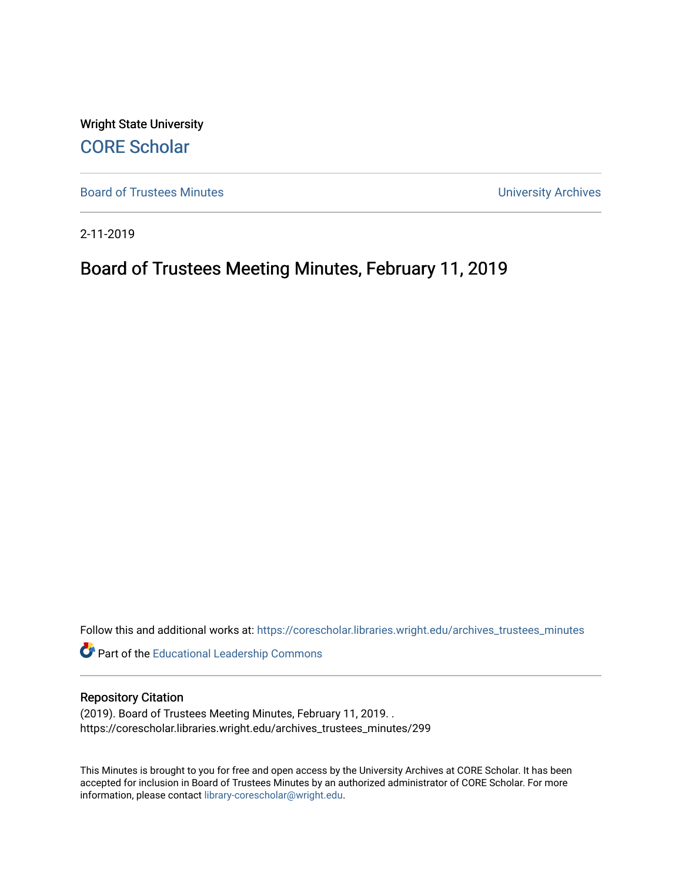Wright State University

CORE Scholar

Board of Trustees Minutes University Archives

2-11-2019

# Board of Trustees Meeting Minutes, February 11, 2019

Follow this and additional works at: https://corescholar.libraries.wright.edu/archives_trustees_minutes

Part of the Educational Leadership Commons

## Repository Citation

(2019). Board of Trustees Meeting Minutes, February 11, 2019. .
https://corescholar.libraries.wright.edu/archives_trustees_minutes/299

This Minutes is brought to you for free and open access by the University Archives at CORE Scholar. It has been accepted for inclusion in Board of Trustees Minutes by an authorized administrator of CORE Scholar. For more information, please contact library-corescholar@wright.edu.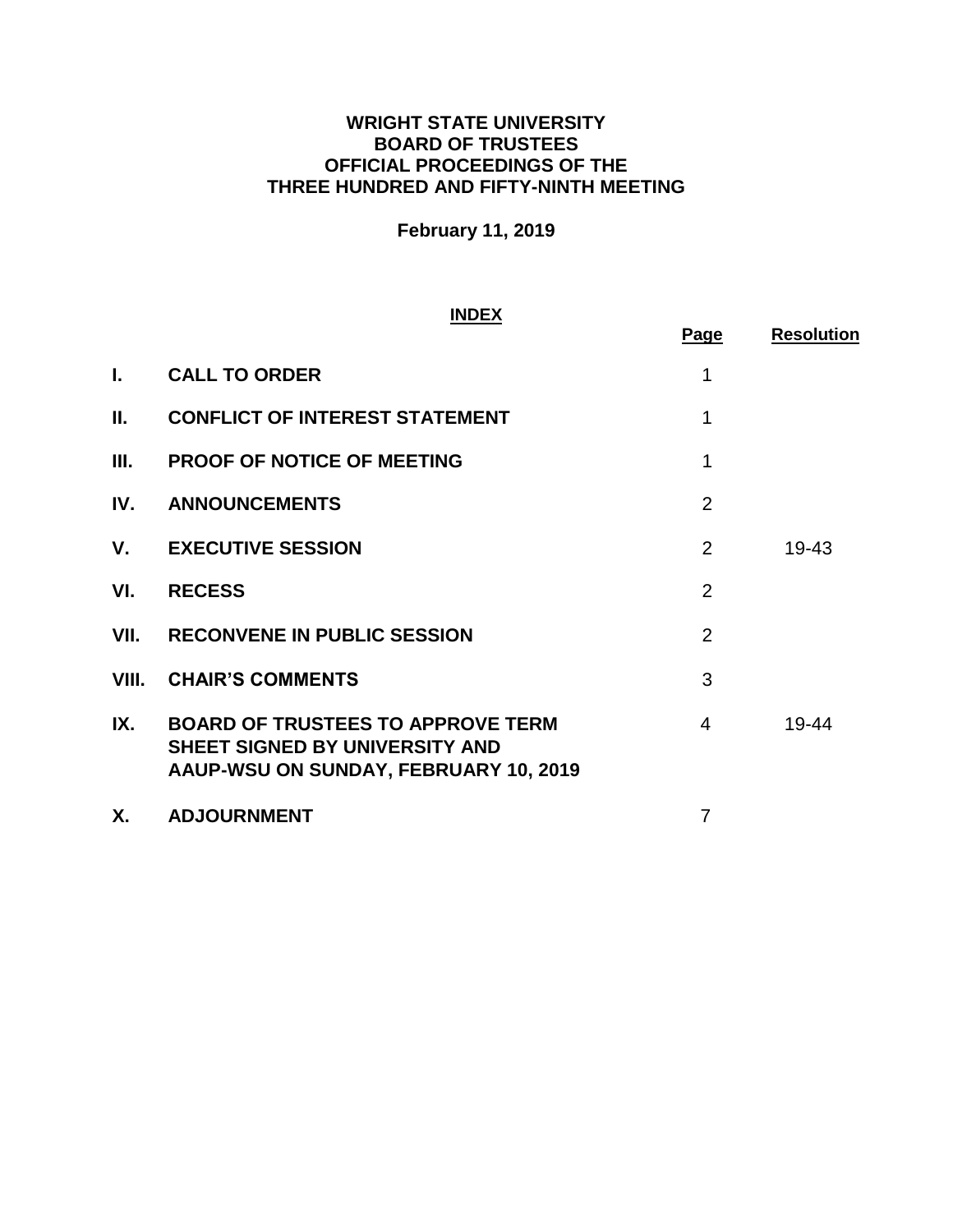**WRIGHT STATE UNIVERSITY**
**BOARD OF TRUSTEES**
**OFFICIAL PROCEEDINGS OF THE**
**THREE HUNDRED AND FIFTY-NINTH MEETING**

**February 11, 2019**

## INDEX

| | | Page | Resolution |
|---|---|---|---|
| **I.** | **CALL TO ORDER** | 1 | |
| **II.** | **CONFLICT OF INTEREST STATEMENT** | 1 | |
| **III.** | **PROOF OF NOTICE OF MEETING** | 1 | |
| **IV.** | **ANNOUNCEMENTS** | 2 | |
| **V.** | **EXECUTIVE SESSION** | 2 | 19-43 |
| **VI.** | **RECESS** | 2 | |
| **VII.** | **RECONVENE IN PUBLIC SESSION** | 2 | |
| **VIII.** | **CHAIR'S COMMENTS** | 3 | |
| **IX.** | **BOARD OF TRUSTEES TO APPROVE TERM SHEET SIGNED BY UNIVERSITY AND AAUP-WSU ON SUNDAY, FEBRUARY 10, 2019** | 4 | 19-44 |
| **X.** | **ADJOURNMENT** | 7 | |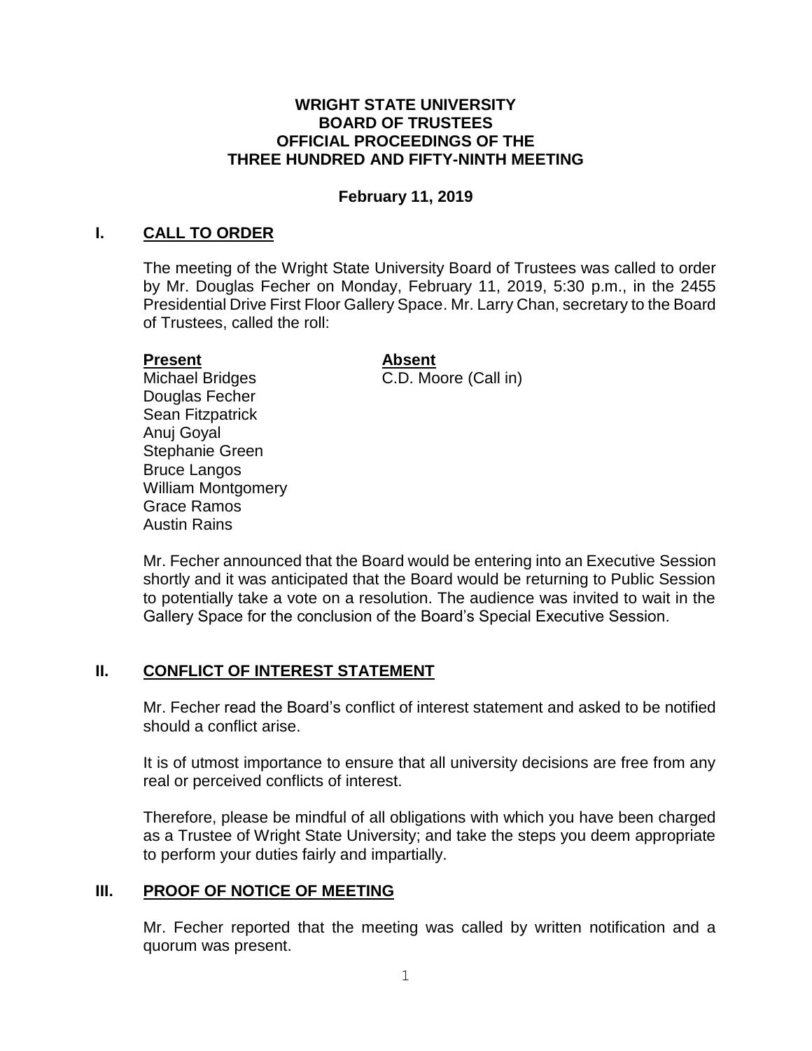**WRIGHT STATE UNIVERSITY**
**BOARD OF TRUSTEES**
**OFFICIAL PROCEEDINGS OF THE**
**THREE HUNDRED AND FIFTY-NINTH MEETING**

**February 11, 2019**

## I. CALL TO ORDER

The meeting of the Wright State University Board of Trustees was called to order by Mr. Douglas Fecher on Monday, February 11, 2019, 5:30 p.m., in the 2455 Presidential Drive First Floor Gallery Space. Mr. Larry Chan, secretary to the Board of Trustees, called the roll:

| Present | Absent |
| --- | --- |
| Michael Bridges | C.D. Moore (Call in) |
| Douglas Fecher | |
| Sean Fitzpatrick | |
| Anuj Goyal | |
| Stephanie Green | |
| Bruce Langos | |
| William Montgomery | |
| Grace Ramos | |
| Austin Rains | |

Mr. Fecher announced that the Board would be entering into an Executive Session shortly and it was anticipated that the Board would be returning to Public Session to potentially take a vote on a resolution. The audience was invited to wait in the Gallery Space for the conclusion of the Board's Special Executive Session.

## II. CONFLICT OF INTEREST STATEMENT

Mr. Fecher read the Board's conflict of interest statement and asked to be notified should a conflict arise.

It is of utmost importance to ensure that all university decisions are free from any real or perceived conflicts of interest.

Therefore, please be mindful of all obligations with which you have been charged as a Trustee of Wright State University; and take the steps you deem appropriate to perform your duties fairly and impartially.

## III. PROOF OF NOTICE OF MEETING

Mr. Fecher reported that the meeting was called by written notification and a quorum was present.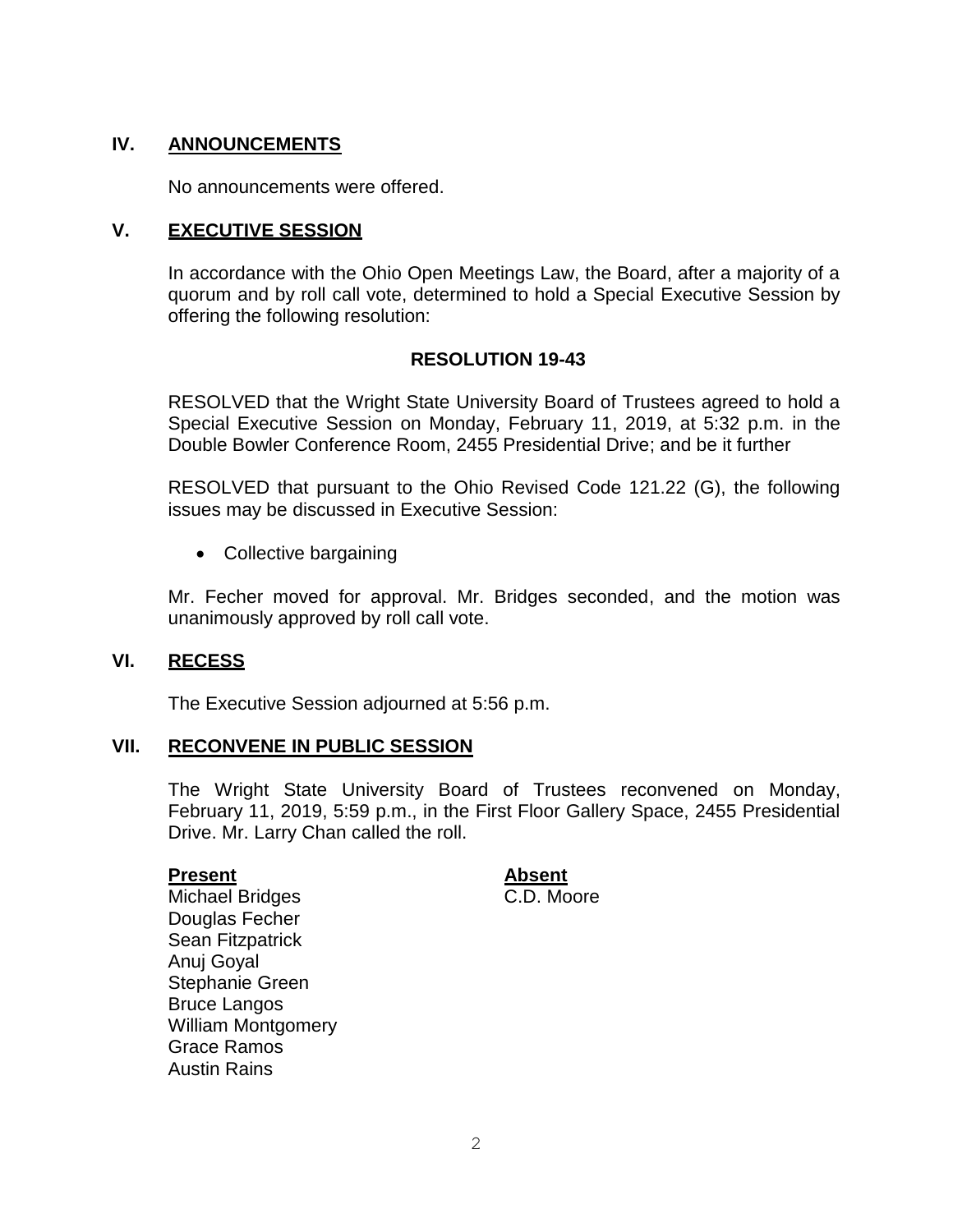## IV. ANNOUNCEMENTS

No announcements were offered.

## V. EXECUTIVE SESSION

In accordance with the Ohio Open Meetings Law, the Board, after a majority of a quorum and by roll call vote, determined to hold a Special Executive Session by offering the following resolution:

**RESOLUTION 19-43**

RESOLVED that the Wright State University Board of Trustees agreed to hold a Special Executive Session on Monday, February 11, 2019, at 5:32 p.m. in the Double Bowler Conference Room, 2455 Presidential Drive; and be it further

RESOLVED that pursuant to the Ohio Revised Code 121.22 (G), the following issues may be discussed in Executive Session:

- Collective bargaining

Mr. Fecher moved for approval. Mr. Bridges seconded, and the motion was unanimously approved by roll call vote.

## VI. RECESS

The Executive Session adjourned at 5:56 p.m.

## VII. RECONVENE IN PUBLIC SESSION

The Wright State University Board of Trustees reconvened on Monday, February 11, 2019, 5:59 p.m., in the First Floor Gallery Space, 2455 Presidential Drive. Mr. Larry Chan called the roll.

| **Present** | **Absent** |
|---|---|
| Michael Bridges | C.D. Moore |
| Douglas Fecher | |
| Sean Fitzpatrick | |
| Anuj Goyal | |
| Stephanie Green | |
| Bruce Langos | |
| William Montgomery | |
| Grace Ramos | |
| Austin Rains | |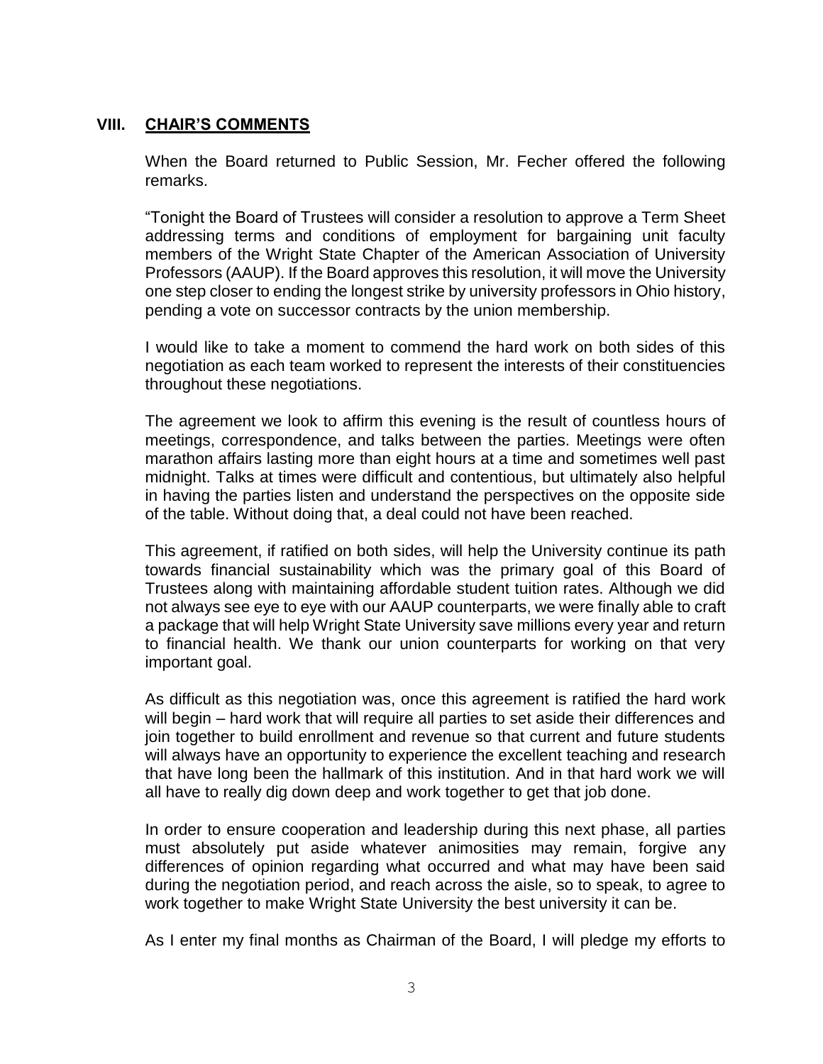## VIII. CHAIR'S COMMENTS

When the Board returned to Public Session, Mr. Fecher offered the following remarks.

"Tonight the Board of Trustees will consider a resolution to approve a Term Sheet addressing terms and conditions of employment for bargaining unit faculty members of the Wright State Chapter of the American Association of University Professors (AAUP). If the Board approves this resolution, it will move the University one step closer to ending the longest strike by university professors in Ohio history, pending a vote on successor contracts by the union membership.

I would like to take a moment to commend the hard work on both sides of this negotiation as each team worked to represent the interests of their constituencies throughout these negotiations.

The agreement we look to affirm this evening is the result of countless hours of meetings, correspondence, and talks between the parties. Meetings were often marathon affairs lasting more than eight hours at a time and sometimes well past midnight. Talks at times were difficult and contentious, but ultimately also helpful in having the parties listen and understand the perspectives on the opposite side of the table. Without doing that, a deal could not have been reached.

This agreement, if ratified on both sides, will help the University continue its path towards financial sustainability which was the primary goal of this Board of Trustees along with maintaining affordable student tuition rates. Although we did not always see eye to eye with our AAUP counterparts, we were finally able to craft a package that will help Wright State University save millions every year and return to financial health. We thank our union counterparts for working on that very important goal.

As difficult as this negotiation was, once this agreement is ratified the hard work will begin – hard work that will require all parties to set aside their differences and join together to build enrollment and revenue so that current and future students will always have an opportunity to experience the excellent teaching and research that have long been the hallmark of this institution. And in that hard work we will all have to really dig down deep and work together to get that job done.

In order to ensure cooperation and leadership during this next phase, all parties must absolutely put aside whatever animosities may remain, forgive any differences of opinion regarding what occurred and what may have been said during the negotiation period, and reach across the aisle, so to speak, to agree to work together to make Wright State University the best university it can be.

As I enter my final months as Chairman of the Board, I will pledge my efforts to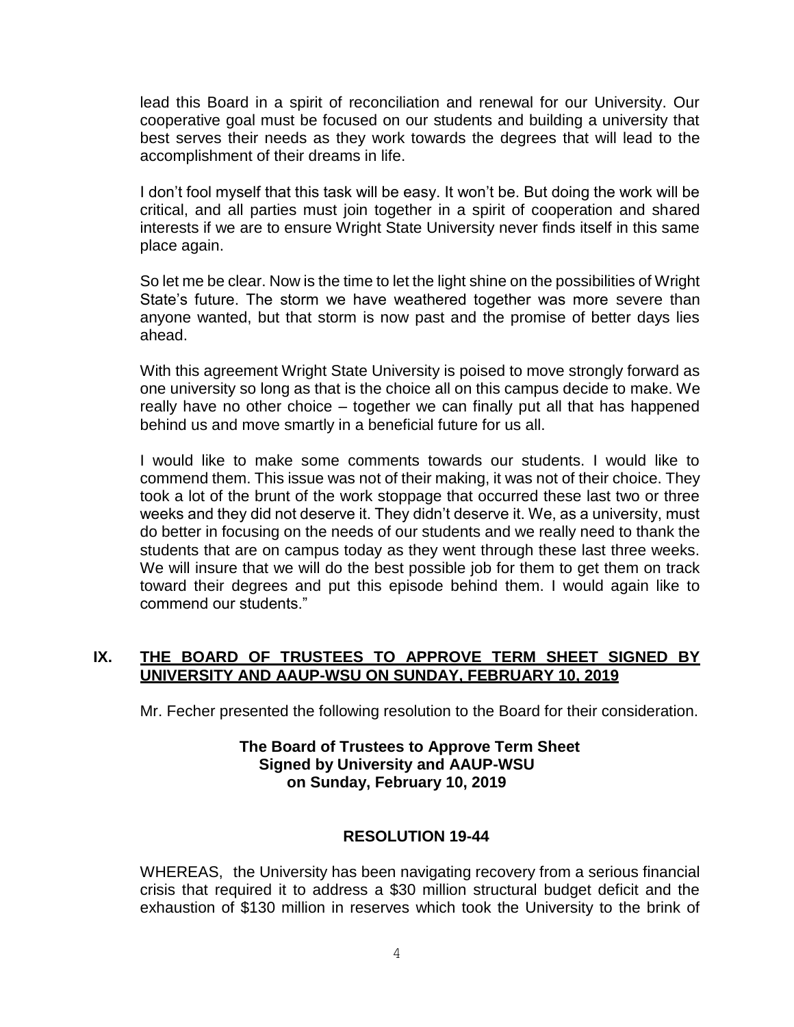lead this Board in a spirit of reconciliation and renewal for our University. Our cooperative goal must be focused on our students and building a university that best serves their needs as they work towards the degrees that will lead to the accomplishment of their dreams in life.

I don't fool myself that this task will be easy. It won't be. But doing the work will be critical, and all parties must join together in a spirit of cooperation and shared interests if we are to ensure Wright State University never finds itself in this same place again.

So let me be clear. Now is the time to let the light shine on the possibilities of Wright State's future. The storm we have weathered together was more severe than anyone wanted, but that storm is now past and the promise of better days lies ahead.

With this agreement Wright State University is poised to move strongly forward as one university so long as that is the choice all on this campus decide to make. We really have no other choice – together we can finally put all that has happened behind us and move smartly in a beneficial future for us all.

I would like to make some comments towards our students. I would like to commend them. This issue was not of their making, it was not of their choice. They took a lot of the brunt of the work stoppage that occurred these last two or three weeks and they did not deserve it. They didn't deserve it. We, as a university, must do better in focusing on the needs of our students and we really need to thank the students that are on campus today as they went through these last three weeks. We will insure that we will do the best possible job for them to get them on track toward their degrees and put this episode behind them. I would again like to commend our students."

## IX. THE BOARD OF TRUSTEES TO APPROVE TERM SHEET SIGNED BY UNIVERSITY AND AAUP-WSU ON SUNDAY, FEBRUARY 10, 2019

Mr. Fecher presented the following resolution to the Board for their consideration.

**The Board of Trustees to Approve Term Sheet Signed by University and AAUP-WSU on Sunday, February 10, 2019**

**RESOLUTION 19-44**

WHEREAS, the University has been navigating recovery from a serious financial crisis that required it to address a $30 million structural budget deficit and the exhaustion of $130 million in reserves which took the University to the brink of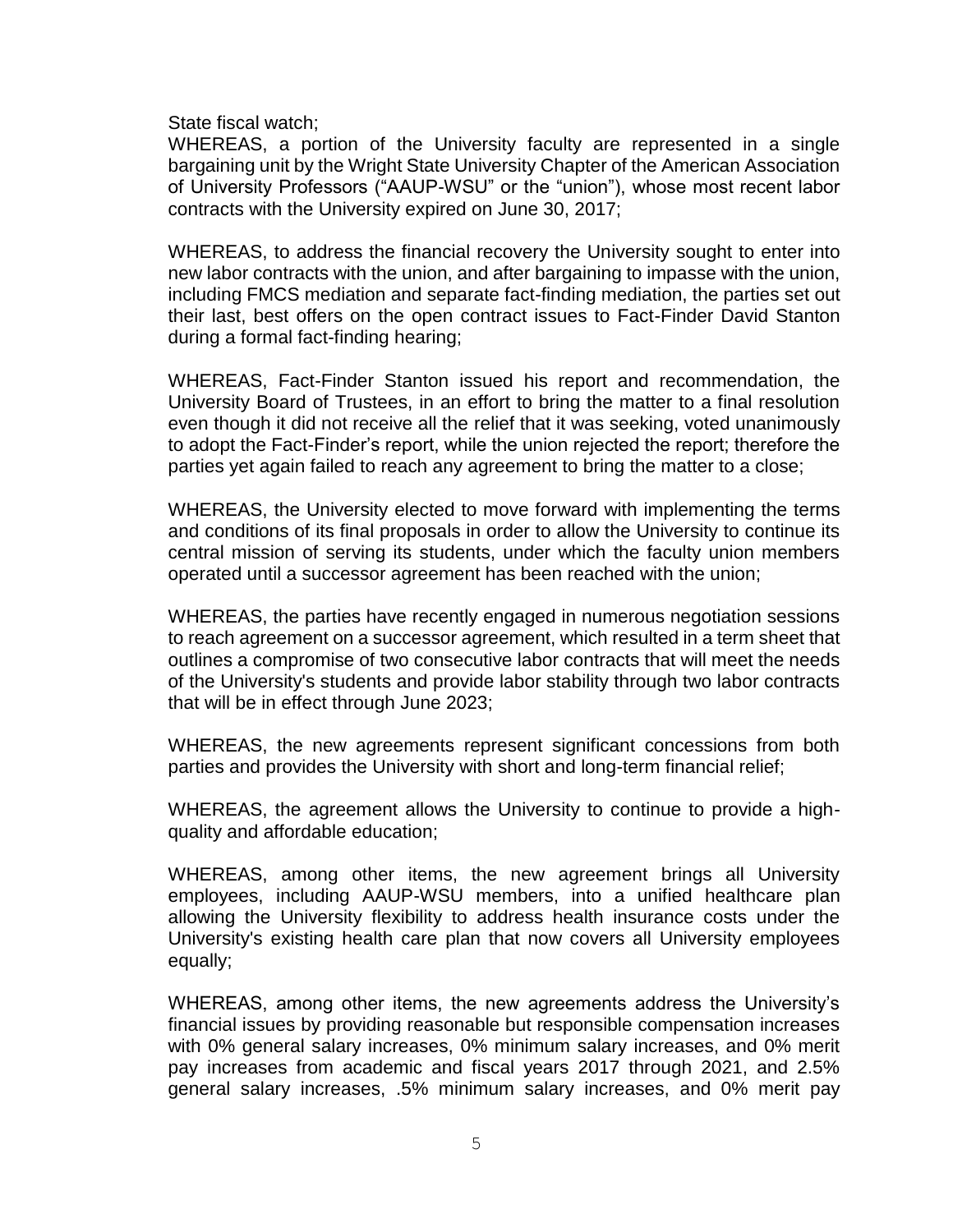State fiscal watch;

WHEREAS, a portion of the University faculty are represented in a single bargaining unit by the Wright State University Chapter of the American Association of University Professors ("AAUP-WSU" or the "union"), whose most recent labor contracts with the University expired on June 30, 2017;

WHEREAS, to address the financial recovery the University sought to enter into new labor contracts with the union, and after bargaining to impasse with the union, including FMCS mediation and separate fact-finding mediation, the parties set out their last, best offers on the open contract issues to Fact-Finder David Stanton during a formal fact-finding hearing;

WHEREAS, Fact-Finder Stanton issued his report and recommendation, the University Board of Trustees, in an effort to bring the matter to a final resolution even though it did not receive all the relief that it was seeking, voted unanimously to adopt the Fact-Finder's report, while the union rejected the report; therefore the parties yet again failed to reach any agreement to bring the matter to a close;

WHEREAS, the University elected to move forward with implementing the terms and conditions of its final proposals in order to allow the University to continue its central mission of serving its students, under which the faculty union members operated until a successor agreement has been reached with the union;

WHEREAS, the parties have recently engaged in numerous negotiation sessions to reach agreement on a successor agreement, which resulted in a term sheet that outlines a compromise of two consecutive labor contracts that will meet the needs of the University's students and provide labor stability through two labor contracts that will be in effect through June 2023;

WHEREAS, the new agreements represent significant concessions from both parties and provides the University with short and long-term financial relief;

WHEREAS, the agreement allows the University to continue to provide a high-quality and affordable education;

WHEREAS, among other items, the new agreement brings all University employees, including AAUP-WSU members, into a unified healthcare plan allowing the University flexibility to address health insurance costs under the University's existing health care plan that now covers all University employees equally;

WHEREAS, among other items, the new agreements address the University's financial issues by providing reasonable but responsible compensation increases with 0% general salary increases, 0% minimum salary increases, and 0% merit pay increases from academic and fiscal years 2017 through 2021, and 2.5% general salary increases, .5% minimum salary increases, and 0% merit pay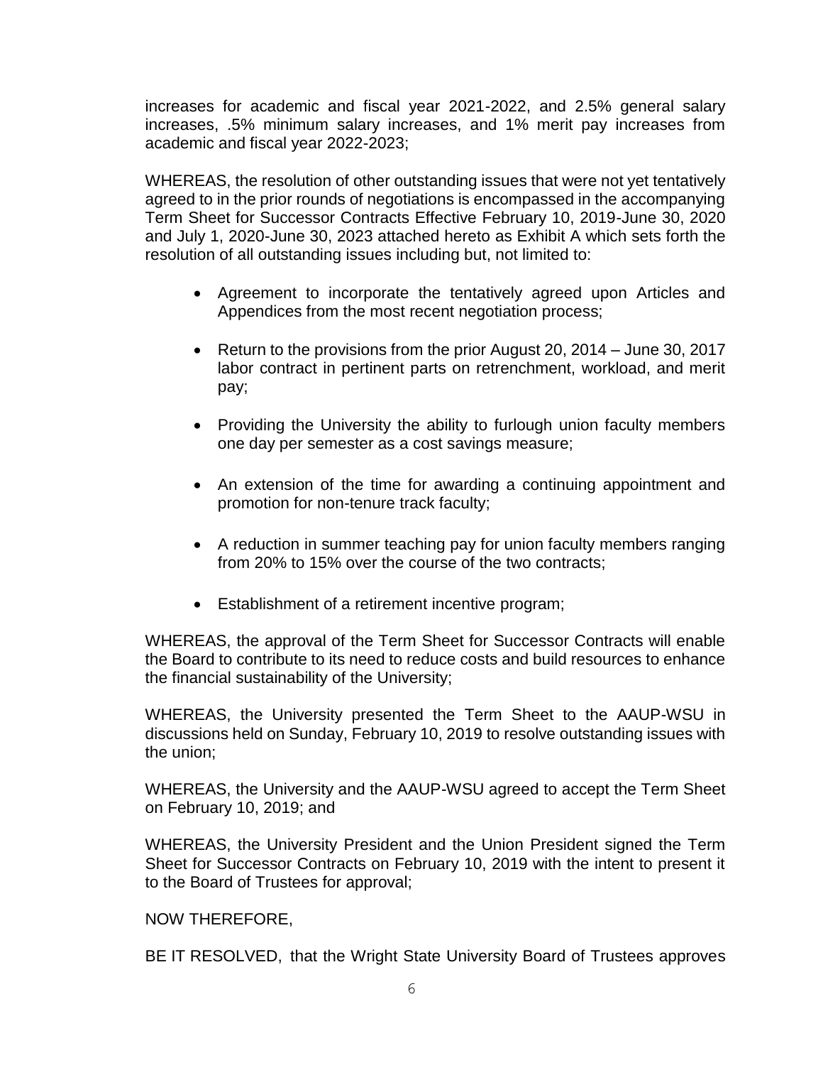increases for academic and fiscal year 2021-2022, and 2.5% general salary increases, .5% minimum salary increases, and 1% merit pay increases from academic and fiscal year 2022-2023;

WHEREAS, the resolution of other outstanding issues that were not yet tentatively agreed to in the prior rounds of negotiations is encompassed in the accompanying Term Sheet for Successor Contracts Effective February 10, 2019-June 30, 2020 and July 1, 2020-June 30, 2023 attached hereto as Exhibit A which sets forth the resolution of all outstanding issues including but, not limited to:

- Agreement to incorporate the tentatively agreed upon Articles and Appendices from the most recent negotiation process;
- Return to the provisions from the prior August 20, 2014 – June 30, 2017 labor contract in pertinent parts on retrenchment, workload, and merit pay;
- Providing the University the ability to furlough union faculty members one day per semester as a cost savings measure;
- An extension of the time for awarding a continuing appointment and promotion for non-tenure track faculty;
- A reduction in summer teaching pay for union faculty members ranging from 20% to 15% over the course of the two contracts;
- Establishment of a retirement incentive program;

WHEREAS, the approval of the Term Sheet for Successor Contracts will enable the Board to contribute to its need to reduce costs and build resources to enhance the financial sustainability of the University;

WHEREAS, the University presented the Term Sheet to the AAUP-WSU in discussions held on Sunday, February 10, 2019 to resolve outstanding issues with the union;

WHEREAS, the University and the AAUP-WSU agreed to accept the Term Sheet on February 10, 2019; and

WHEREAS, the University President and the Union President signed the Term Sheet for Successor Contracts on February 10, 2019 with the intent to present it to the Board of Trustees for approval;

NOW THEREFORE,

BE IT RESOLVED, that the Wright State University Board of Trustees approves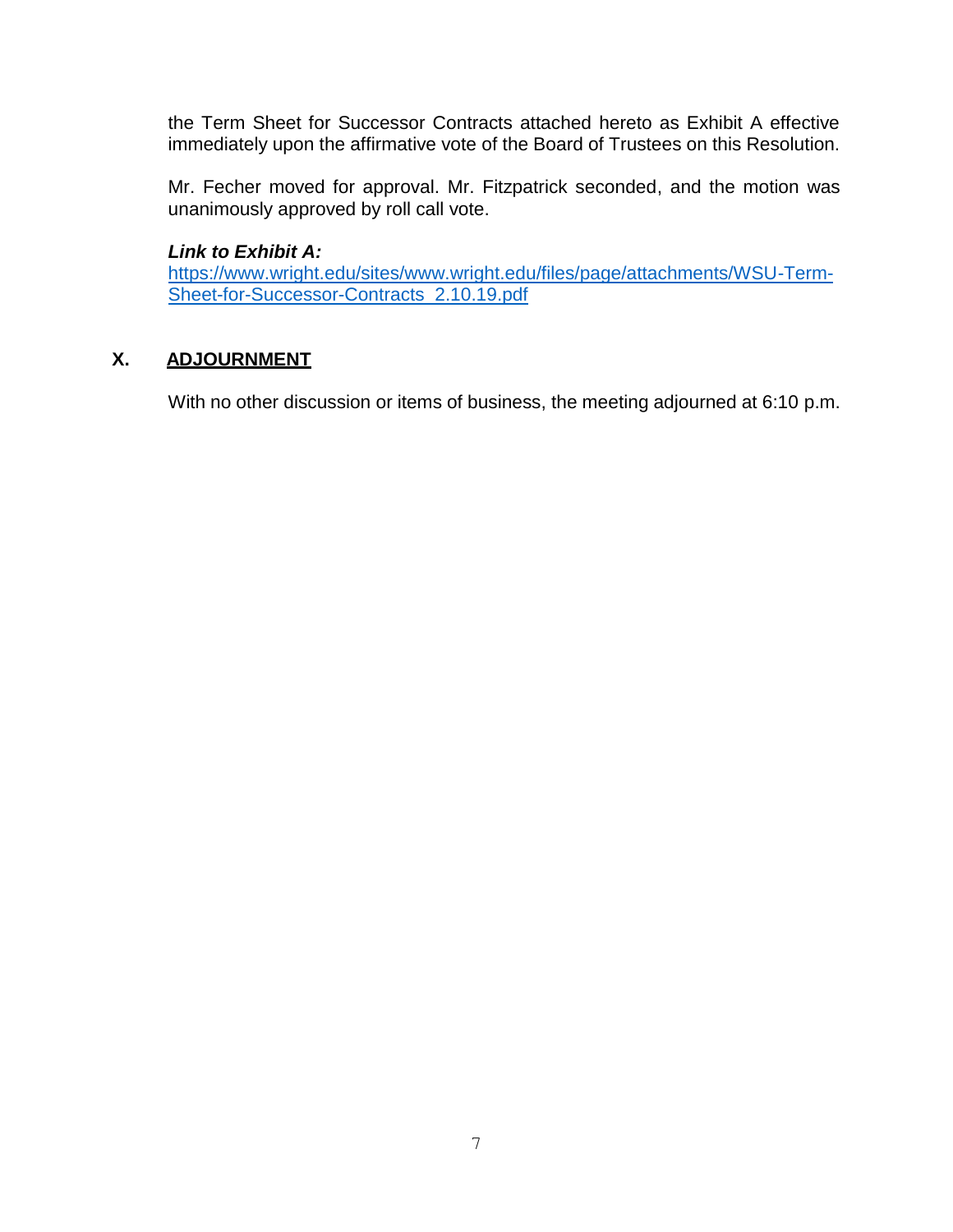the Term Sheet for Successor Contracts attached hereto as Exhibit A effective immediately upon the affirmative vote of the Board of Trustees on this Resolution.

Mr. Fecher moved for approval. Mr. Fitzpatrick seconded, and the motion was unanimously approved by roll call vote.

***Link to Exhibit A:***
[https://www.wright.edu/sites/www.wright.edu/files/page/attachments/WSU-Term-Sheet-for-Successor-Contracts_2.10.19.pdf](https://www.wright.edu/sites/www.wright.edu/files/page/attachments/WSU-Term-Sheet-for-Successor-Contracts_2.10.19.pdf)

## X. ADJOURNMENT

With no other discussion or items of business, the meeting adjourned at 6:10 p.m.